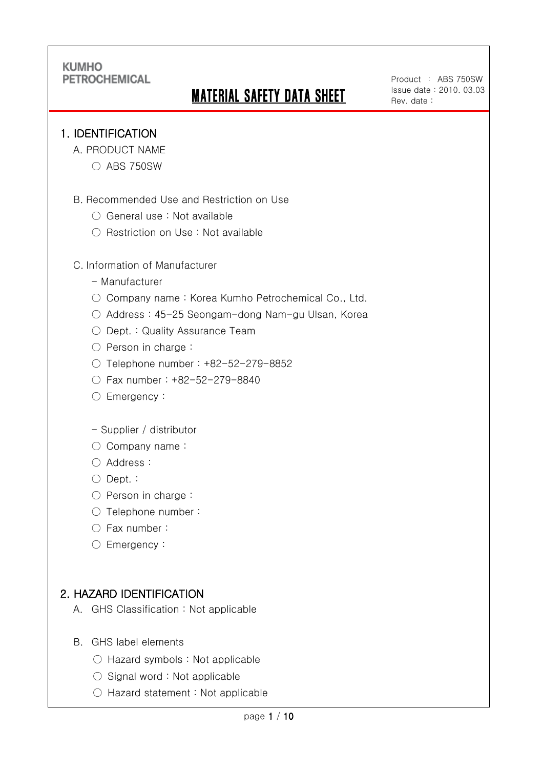KUMHO PETROCHEMICAL

# MATERIAL SAFETY DATA SHEET

Product : ABS 750SW
Issue date : 2010. 03.03
Rev. date :

## 1. IDENTIFICATION

A. PRODUCT NAME

○ ABS 750SW

B. Recommended Use and Restriction on Use

○ General use : Not available

○ Restriction on Use : Not available

C. Information of Manufacturer

- Manufacturer

○ Company name : Korea Kumho Petrochemical Co., Ltd.

○ Address : 45-25 Seongam-dong Nam-gu Ulsan, Korea

○ Dept. : Quality Assurance Team

○ Person in charge :

○ Telephone number : +82-52-279-8852

○ Fax number : +82-52-279-8840

○ Emergency :

- Supplier / distributor

○ Company name :

○ Address :

○ Dept. :

○ Person in charge :

○ Telephone number :

○ Fax number :

○ Emergency :

## 2. HAZARD IDENTIFICATION

A. GHS Classification : Not applicable

B. GHS label elements

○ Hazard symbols : Not applicable

○ Signal word : Not applicable

○ Hazard statement : Not applicable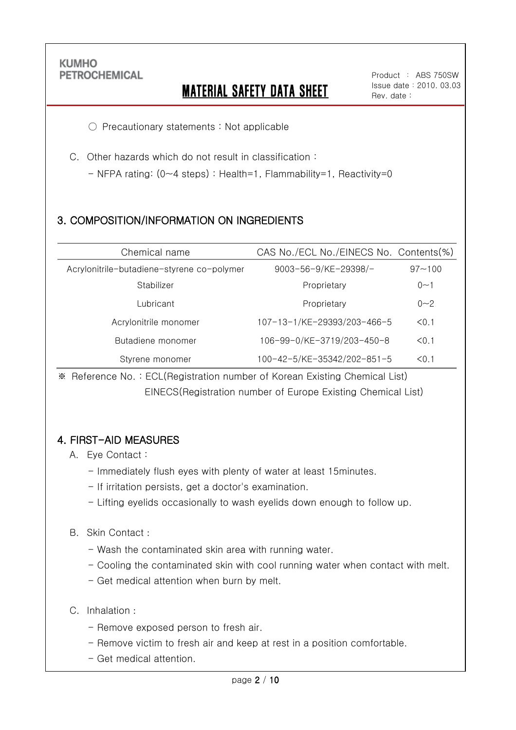○ Precautionary statements : Not applicable

C. Other hazards which do not result in classification :

- NFPA rating: (0~4 steps) : Health=1, Flammability=1, Reactivity=0

## 3. COMPOSITION/INFORMATION ON INGREDIENTS

| Chemical name | CAS No./ECL No./EINECS No. | Contents(%) |
|---|---|---|
| Acrylonitrile-butadiene-styrene co-polymer | 9003-56-9/KE-29398/- | 97~100 |
| Stabilizer | Proprietary | 0~1 |
| Lubricant | Proprietary | 0~2 |
| Acrylonitrile monomer | 107-13-1/KE-29393/203-466-5 | <0.1 |
| Butadiene monomer | 106-99-0/KE-3719/203-450-8 | <0.1 |
| Styrene monomer | 100-42-5/KE-35342/202-851-5 | <0.1 |

※ Reference No. : ECL(Registration number of Korean Existing Chemical List)
EINECS(Registration number of Europe Existing Chemical List)

## 4. FIRST-AID MEASURES

A. Eye Contact :

- Immediately flush eyes with plenty of water at least 15minutes.
- If irritation persists, get a doctor's examination.
- Lifting eyelids occasionally to wash eyelids down enough to follow up.

B. Skin Contact :

- Wash the contaminated skin area with running water.
- Cooling the contaminated skin with cool running water when contact with melt.
- Get medical attention when burn by melt.

C. Inhalation :

- Remove exposed person to fresh air.
- Remove victim to fresh air and keep at rest in a position comfortable.
- Get medical attention.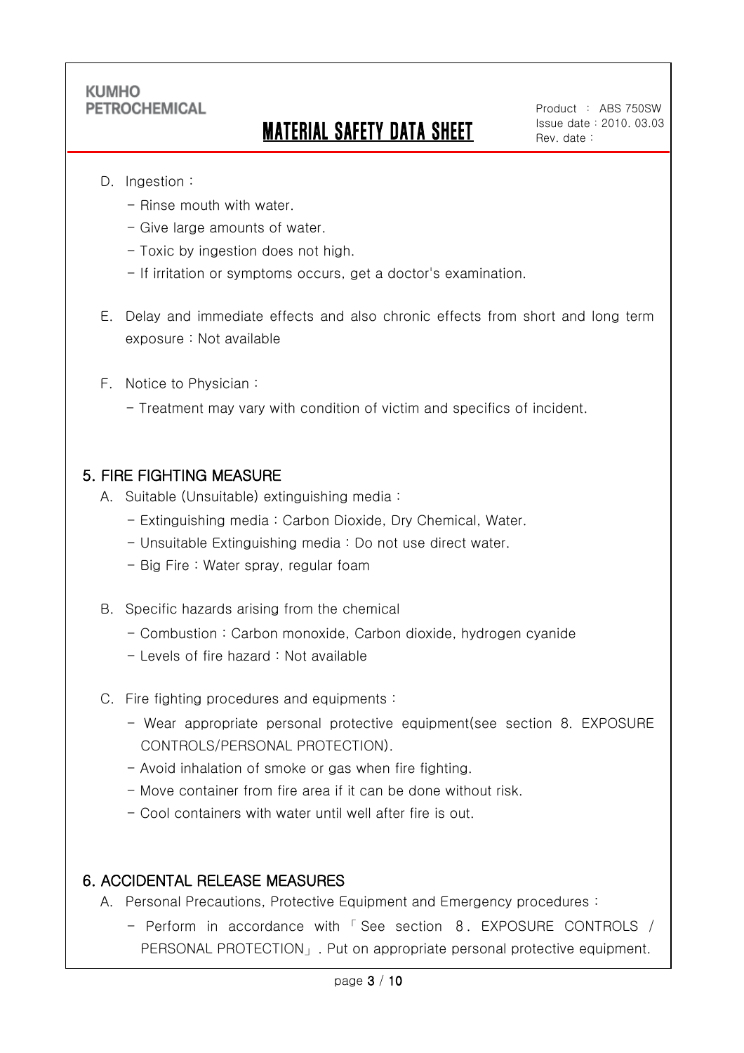D. Ingestion :

- Rinse mouth with water.
- Give large amounts of water.
- Toxic by ingestion does not high.
- If irritation or symptoms occurs, get a doctor's examination.

E. Delay and immediate effects and also chronic effects from short and long term exposure : Not available

F. Notice to Physician :

- Treatment may vary with condition of victim and specifics of incident.

## 5. FIRE FIGHTING MEASURE

A. Suitable (Unsuitable) extinguishing media :

- Extinguishing media : Carbon Dioxide, Dry Chemical, Water.
- Unsuitable Extinguishing media : Do not use direct water.
- Big Fire : Water spray, regular foam

B. Specific hazards arising from the chemical

- Combustion : Carbon monoxide, Carbon dioxide, hydrogen cyanide
- Levels of fire hazard : Not available

C. Fire fighting procedures and equipments :

- Wear appropriate personal protective equipment(see section 8. EXPOSURE CONTROLS/PERSONAL PROTECTION).
- Avoid inhalation of smoke or gas when fire fighting.
- Move container from fire area if it can be done without risk.
- Cool containers with water until well after fire is out.

## 6. ACCIDENTAL RELEASE MEASURES

A. Personal Precautions, Protective Equipment and Emergency procedures :

- Perform in accordance with「See section 8. EXPOSURE CONTROLS / PERSONAL PROTECTION」. Put on appropriate personal protective equipment.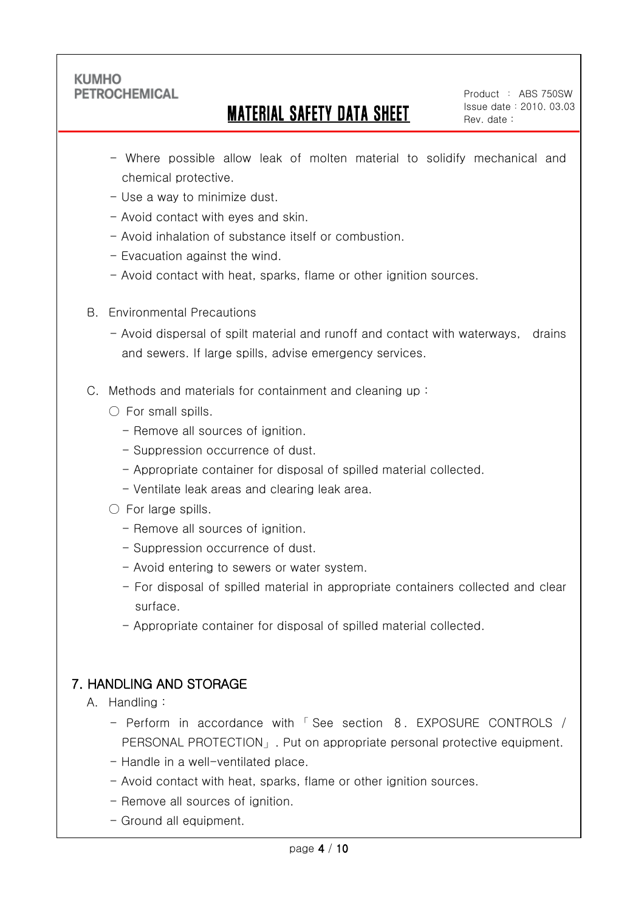- Where possible allow leak of molten material to solidify mechanical and chemical protective.
- Use a way to minimize dust.
- Avoid contact with eyes and skin.
- Avoid inhalation of substance itself or combustion.
- Evacuation against the wind.
- Avoid contact with heat, sparks, flame or other ignition sources.

B. Environmental Precautions

- Avoid dispersal of spilt material and runoff and contact with waterways, drains and sewers. If large spills, advise emergency services.

C. Methods and materials for containment and cleaning up :

○ For small spills.

- Remove all sources of ignition.
- Suppression occurrence of dust.
- Appropriate container for disposal of spilled material collected.
- Ventilate leak areas and clearing leak area.

○ For large spills.

- Remove all sources of ignition.
- Suppression occurrence of dust.
- Avoid entering to sewers or water system.
- For disposal of spilled material in appropriate containers collected and clear surface.
- Appropriate container for disposal of spilled material collected.

## 7. HANDLING AND STORAGE

A. Handling :

- Perform in accordance with 「See section 8. EXPOSURE CONTROLS / PERSONAL PROTECTION」. Put on appropriate personal protective equipment.
- Handle in a well-ventilated place.
- Avoid contact with heat, sparks, flame or other ignition sources.
- Remove all sources of ignition.
- Ground all equipment.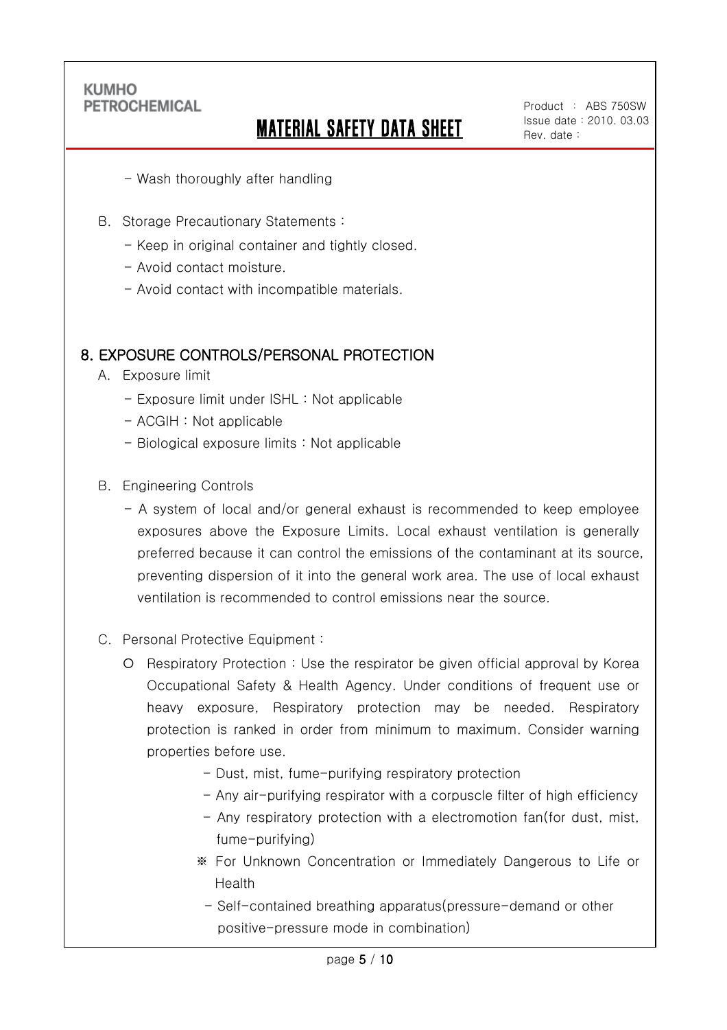- Wash thoroughly after handling

B. Storage Precautionary Statements :

- Keep in original container and tightly closed.
- Avoid contact moisture.
- Avoid contact with incompatible materials.

## 8. EXPOSURE CONTROLS/PERSONAL PROTECTION

A. Exposure limit

- Exposure limit under ISHL : Not applicable
- ACGIH : Not applicable
- Biological exposure limits : Not applicable

B. Engineering Controls

- A system of local and/or general exhaust is recommended to keep employee exposures above the Exposure Limits. Local exhaust ventilation is generally preferred because it can control the emissions of the contaminant at its source, preventing dispersion of it into the general work area. The use of local exhaust ventilation is recommended to control emissions near the source.

C. Personal Protective Equipment :

- Respiratory Protection : Use the respirator be given official approval by Korea Occupational Safety & Health Agency. Under conditions of frequent use or heavy exposure, Respiratory protection may be needed. Respiratory protection is ranked in order from minimum to maximum. Consider warning properties before use.
  - Dust, mist, fume-purifying respiratory protection
  - Any air-purifying respirator with a corpuscle filter of high efficiency
  - Any respiratory protection with a electromotion fan(for dust, mist, fume-purifying)

  ※ For Unknown Concentration or Immediately Dangerous to Life or Health

  - Self-contained breathing apparatus(pressure-demand or other positive-pressure mode in combination)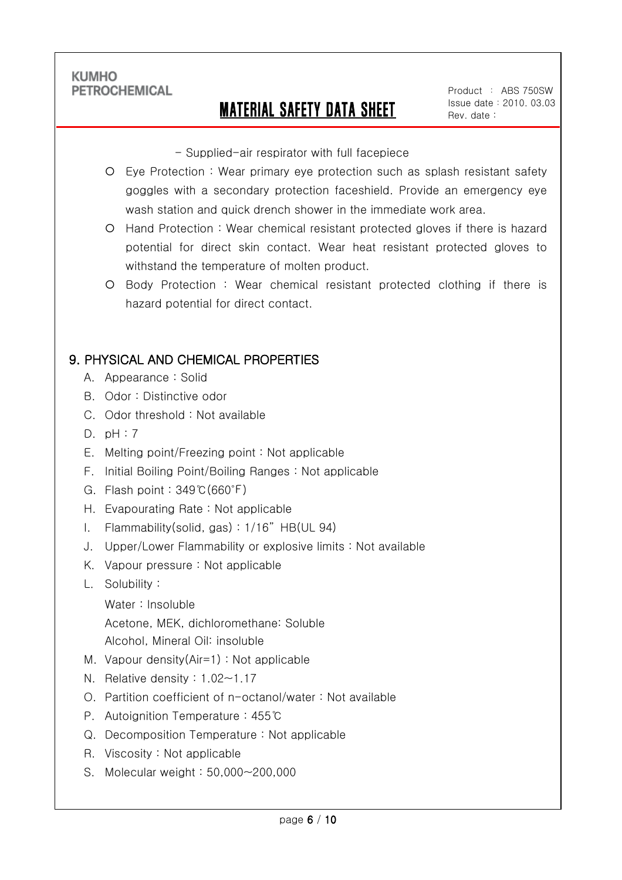- Supplied-air respirator with full facepiece

- Eye Protection : Wear primary eye protection such as splash resistant safety goggles with a secondary protection faceshield. Provide an emergency eye wash station and quick drench shower in the immediate work area.
- Hand Protection : Wear chemical resistant protected gloves if there is hazard potential for direct skin contact. Wear heat resistant protected gloves to withstand the temperature of molten product.
- Body Protection : Wear chemical resistant protected clothing if there is hazard potential for direct contact.

## 9. PHYSICAL AND CHEMICAL PROPERTIES

A. Appearance : Solid
B. Odor : Distinctive odor
C. Odor threshold : Not available
D. pH : 7
E. Melting point/Freezing point : Not applicable
F. Initial Boiling Point/Boiling Ranges : Not applicable
G. Flash point : 349℃(660°F)
H. Evapourating Rate : Not applicable
I. Flammability(solid, gas) : 1/16" HB(UL 94)
J. Upper/Lower Flammability or explosive limits : Not available
K. Vapour pressure : Not applicable
L. Solubility :
   Water : Insoluble
   Acetone, MEK, dichloromethane: Soluble
   Alcohol, Mineral Oil: insoluble
M. Vapour density(Air=1) : Not applicable
N. Relative density : 1.02~1.17
O. Partition coefficient of n-octanol/water : Not available
P. Autoignition Temperature : 455℃
Q. Decomposition Temperature : Not applicable
R. Viscosity : Not applicable
S. Molecular weight : 50,000~200,000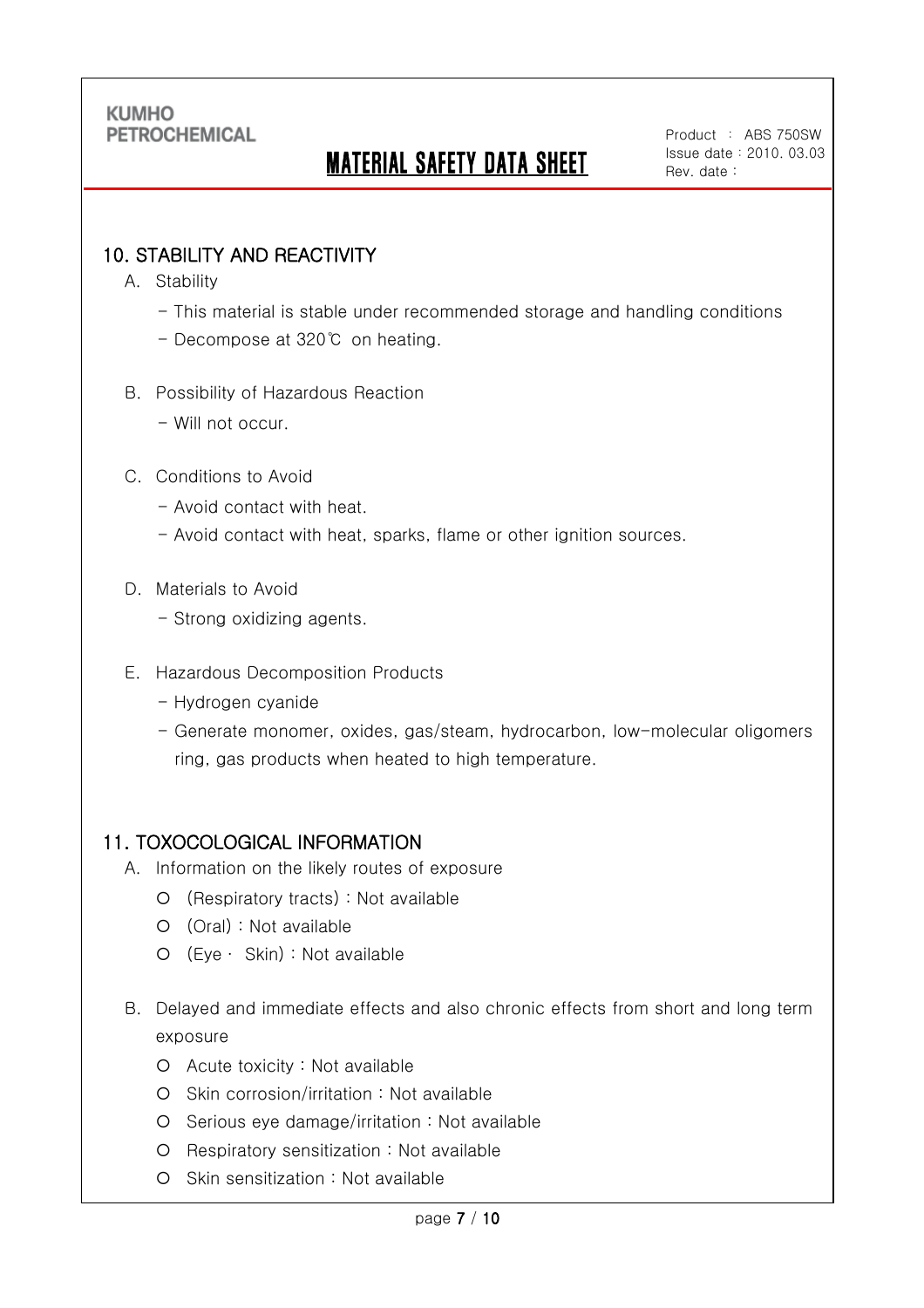## 10. STABILITY AND REACTIVITY

A. Stability

- This material is stable under recommended storage and handling conditions
- Decompose at 320℃ on heating.

B. Possibility of Hazardous Reaction

- Will not occur.

C. Conditions to Avoid

- Avoid contact with heat.
- Avoid contact with heat, sparks, flame or other ignition sources.

D. Materials to Avoid

- Strong oxidizing agents.

E. Hazardous Decomposition Products

- Hydrogen cyanide
- Generate monomer, oxides, gas/steam, hydrocarbon, low-molecular oligomers ring, gas products when heated to high temperature.

## 11. TOXOCOLOGICAL INFORMATION

A. Information on the likely routes of exposure

- (Respiratory tracts) : Not available
- (Oral) : Not available
- (Eye · Skin) : Not available

B. Delayed and immediate effects and also chronic effects from short and long term exposure

- Acute toxicity : Not available
- Skin corrosion/irritation : Not available
- Serious eye damage/irritation : Not available
- Respiratory sensitization : Not available
- Skin sensitization : Not available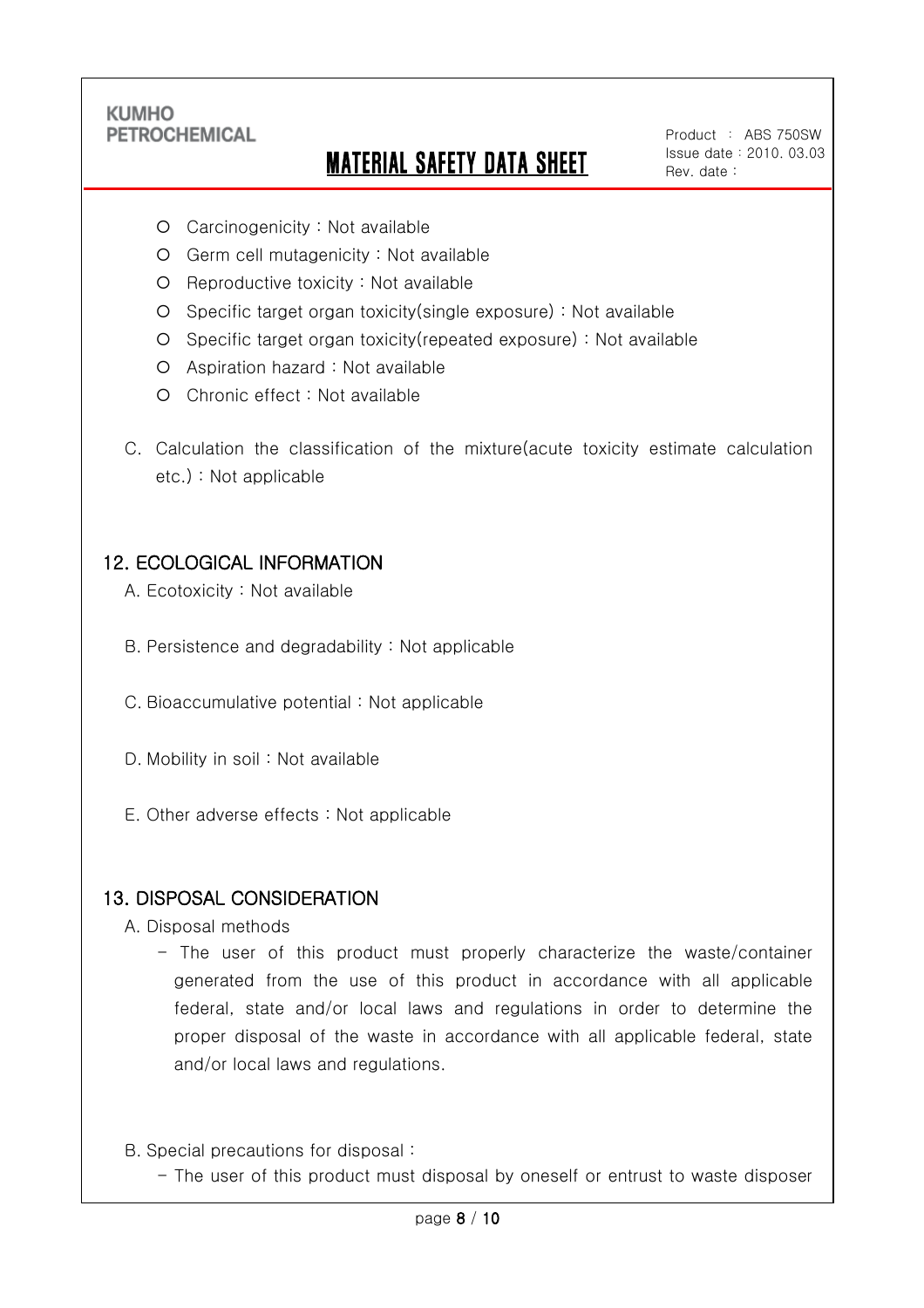- Carcinogenicity : Not available
- Germ cell mutagenicity : Not available
- Reproductive toxicity : Not available
- Specific target organ toxicity(single exposure) : Not available
- Specific target organ toxicity(repeated exposure) : Not available
- Aspiration hazard : Not available
- Chronic effect : Not available

C. Calculation the classification of the mixture(acute toxicity estimate calculation etc.) : Not applicable

## 12. ECOLOGICAL INFORMATION

A. Ecotoxicity : Not available

B. Persistence and degradability : Not applicable

C. Bioaccumulative potential : Not applicable

D. Mobility in soil : Not available

E. Other adverse effects : Not applicable

## 13. DISPOSAL CONSIDERATION

A. Disposal methods

- The user of this product must properly characterize the waste/container generated from the use of this product in accordance with all applicable federal, state and/or local laws and regulations in order to determine the proper disposal of the waste in accordance with all applicable federal, state and/or local laws and regulations.

B. Special precautions for disposal :

- The user of this product must disposal by oneself or entrust to waste disposer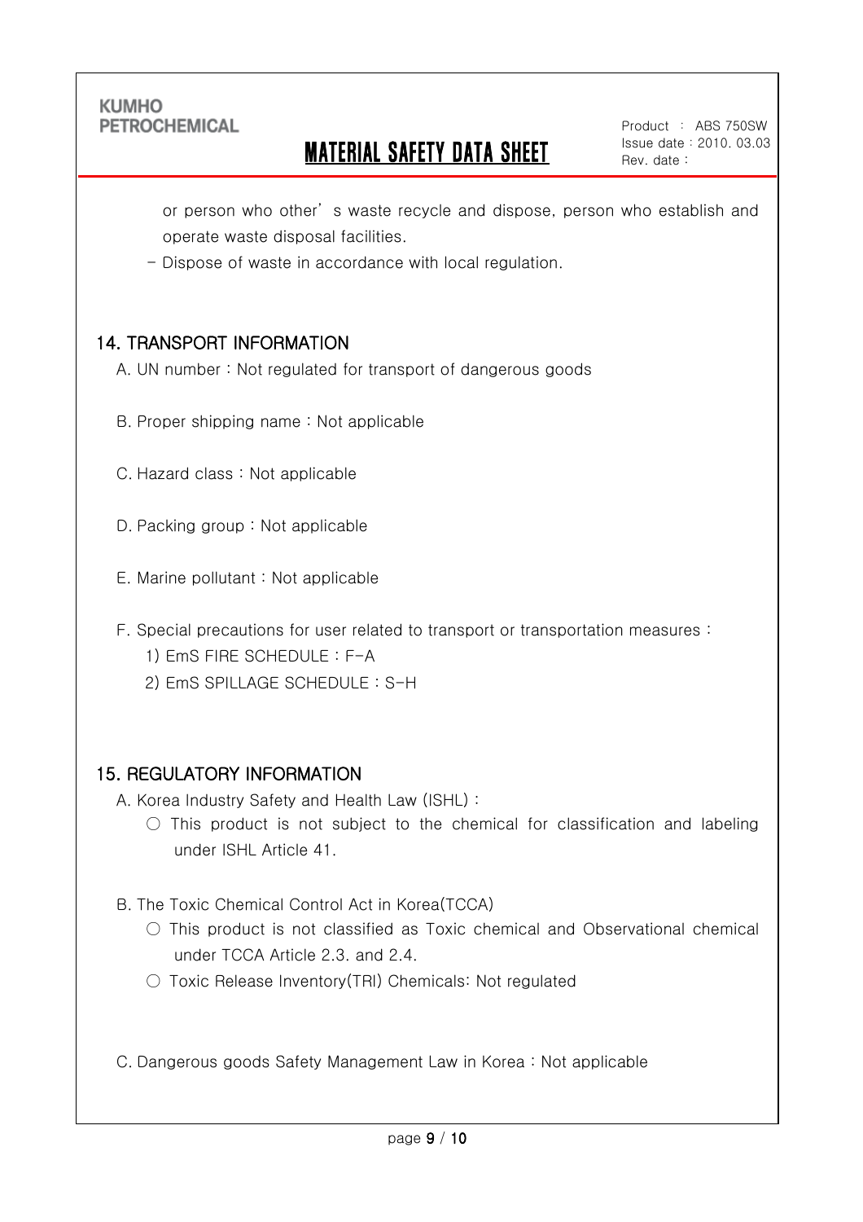or person who other's waste recycle and dispose, person who establish and operate waste disposal facilities.

- Dispose of waste in accordance with local regulation.

## 14. TRANSPORT INFORMATION

A. UN number : Not regulated for transport of dangerous goods

B. Proper shipping name : Not applicable

C. Hazard class : Not applicable

D. Packing group : Not applicable

E. Marine pollutant : Not applicable

F. Special precautions for user related to transport or transportation measures :

1) EmS FIRE SCHEDULE : F-A
2) EmS SPILLAGE SCHEDULE : S-H

## 15. REGULATORY INFORMATION

A. Korea Industry Safety and Health Law (ISHL) :

○ This product is not subject to the chemical for classification and labeling under ISHL Article 41.

B. The Toxic Chemical Control Act in Korea(TCCA)

○ This product is not classified as Toxic chemical and Observational chemical under TCCA Article 2.3. and 2.4.

○ Toxic Release Inventory(TRI) Chemicals: Not regulated

C. Dangerous goods Safety Management Law in Korea : Not applicable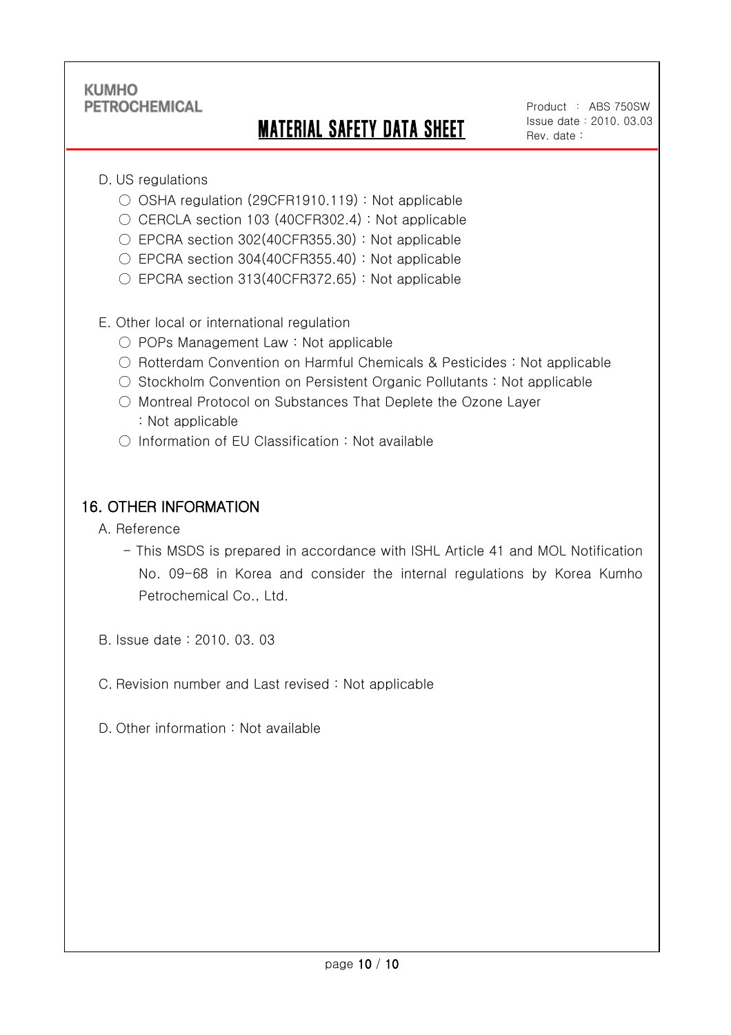D. US regulations

- ○ OSHA regulation (29CFR1910.119) : Not applicable
- ○ CERCLA section 103 (40CFR302.4) : Not applicable
- ○ EPCRA section 302(40CFR355.30) : Not applicable
- ○ EPCRA section 304(40CFR355.40) : Not applicable
- ○ EPCRA section 313(40CFR372.65) : Not applicable

E. Other local or international regulation

- ○ POPs Management Law : Not applicable
- ○ Rotterdam Convention on Harmful Chemicals & Pesticides : Not applicable
- ○ Stockholm Convention on Persistent Organic Pollutants : Not applicable
- ○ Montreal Protocol on Substances That Deplete the Ozone Layer : Not applicable
- ○ Information of EU Classification : Not available

## 16. OTHER INFORMATION

A. Reference

- This MSDS is prepared in accordance with ISHL Article 41 and MOL Notification No. 09-68 in Korea and consider the internal regulations by Korea Kumho Petrochemical Co., Ltd.

B. Issue date : 2010. 03. 03

C. Revision number and Last revised : Not applicable

D. Other information : Not available